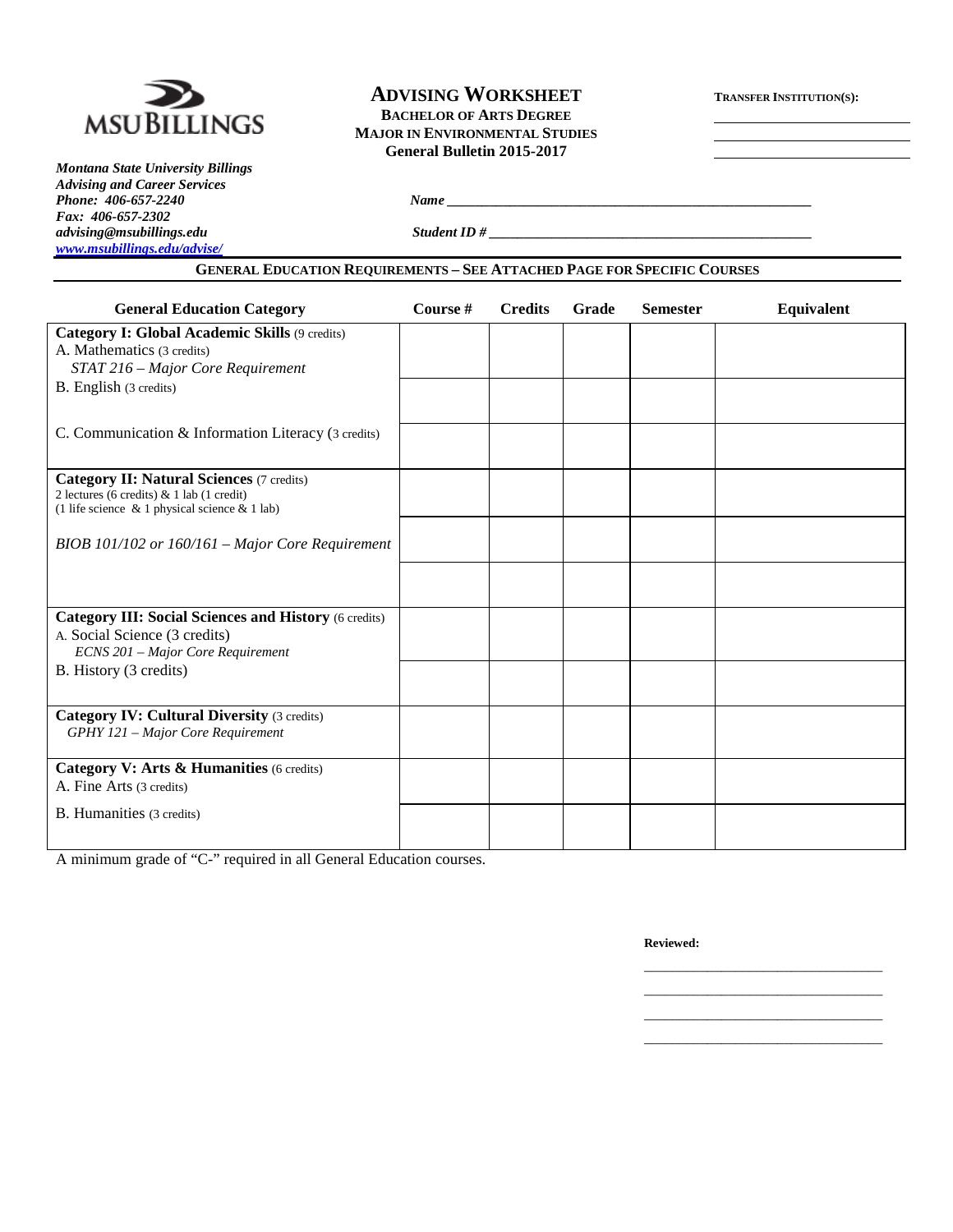MSU BILLINGS

*Montana State University Billings*
*Advising and Career Services*
*Phone: 406-657-2240*
*Fax: 406-657-2302*
*advising@msubillings.edu*
*www.msubillings.edu/advise/*

# ADVISING WORKSHEET

**BACHELOR OF ARTS DEGREE**
**MAJOR IN ENVIRONMENTAL STUDIES**
**General Bulletin 2015-2017**

**TRANSFER INSTITUTION(S):**

______________________
______________________
______________________

***Name*** ______________________________________________

***Student ID #*** ______________________________________________

## GENERAL EDUCATION REQUIREMENTS – SEE ATTACHED PAGE FOR SPECIFIC COURSES

| General Education Category | Course # | Credits | Grade | Semester | Equivalent |
|---|---|---|---|---|---|
| **Category I: Global Academic Skills** (9 credits)<br>A. Mathematics (3 credits)<br>*STAT 216 – Major Core Requirement* | | | | | |
| B. English (3 credits) | | | | | |
| C. Communication & Information Literacy (3 credits) | | | | | |
| **Category II: Natural Sciences** (7 credits)<br>2 lectures (6 credits) & 1 lab (1 credit)<br>(1 life science & 1 physical science & 1 lab) | | | | | |
| *BIOB 101/102 or 160/161 – Major Core Requirement* | | | | | |
| | | | | | |
| **Category III: Social Sciences and History** (6 credits)<br>A. Social Science (3 credits)<br>*ECNS 201 – Major Core Requirement* | | | | | |
| B. History (3 credits) | | | | | |
| **Category IV: Cultural Diversity** (3 credits)<br>*GPHY 121 – Major Core Requirement* | | | | | |
| **Category V: Arts & Humanities** (6 credits)<br>A. Fine Arts (3 credits) | | | | | |
| B. Humanities (3 credits) | | | | | |

A minimum grade of "C-" required in all General Education courses.

**Reviewed:**

______________________________
______________________________
______________________________
______________________________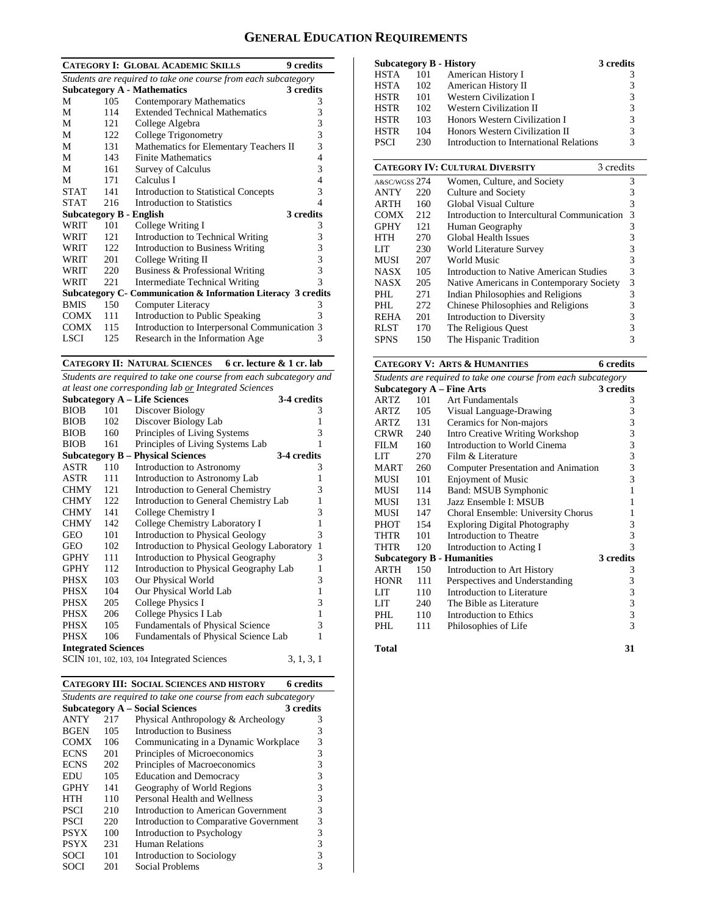# GENERAL EDUCATION REQUIREMENTS

| CATEGORY I: GLOBAL ACADEMIC SKILLS | | | 9 credits |
|---|---|---|---|
| *Students are required to take one course from each subcategory* | | | |
| **Subcategory A - Mathematics** | | | **3 credits** |
| M | 105 | Contemporary Mathematics | 3 |
| M | 114 | Extended Technical Mathematics | 3 |
| M | 121 | College Algebra | 3 |
| M | 122 | College Trigonometry | 3 |
| M | 131 | Mathematics for Elementary Teachers II | 3 |
| M | 143 | Finite Mathematics | 4 |
| M | 161 | Survey of Calculus | 3 |
| M | 171 | Calculus I | 4 |
| STAT | 141 | Introduction to Statistical Concepts | 3 |
| STAT | 216 | Introduction to Statistics | 4 |
| **Subcategory B - English** | | | **3 credits** |
| WRIT | 101 | College Writing I | 3 |
| WRIT | 121 | Introduction to Technical Writing | 3 |
| WRIT | 122 | Introduction to Business Writing | 3 |
| WRIT | 201 | College Writing II | 3 |
| WRIT | 220 | Business & Professional Writing | 3 |
| WRIT | 221 | Intermediate Technical Writing | 3 |
| **Subcategory C- Communication & Information Literacy** | | | **3 credits** |
| BMIS | 150 | Computer Literacy | 3 |
| COMX | 111 | Introduction to Public Speaking | 3 |
| COMX | 115 | Introduction to Interpersonal Communication | 3 |
| LSCI | 125 | Research in the Information Age | 3 |

| CATEGORY II: NATURAL SCIENCES | | | 6 cr. lecture & 1 cr. lab |
|---|---|---|---|
| *Students are required to take one course from each subcategory and at least one corresponding lab or Integrated Sciences* | | | |
| **Subcategory A – Life Sciences** | | | **3-4 credits** |
| BIOB | 101 | Discover Biology | 3 |
| BIOB | 102 | Discover Biology Lab | 1 |
| BIOB | 160 | Principles of Living Systems | 3 |
| BIOB | 161 | Principles of Living Systems Lab | 1 |
| **Subcategory B – Physical Sciences** | | | **3-4 credits** |
| ASTR | 110 | Introduction to Astronomy | 3 |
| ASTR | 111 | Introduction to Astronomy Lab | 1 |
| CHMY | 121 | Introduction to General Chemistry | 3 |
| CHMY | 122 | Introduction to General Chemistry Lab | 1 |
| CHMY | 141 | College Chemistry I | 3 |
| CHMY | 142 | College Chemistry Laboratory I | 1 |
| GEO | 101 | Introduction to Physical Geology | 3 |
| GEO | 102 | Introduction to Physical Geology Laboratory | 1 |
| GPHY | 111 | Introduction to Physical Geography | 3 |
| GPHY | 112 | Introduction to Physical Geography Lab | 1 |
| PHSX | 103 | Our Physical World | 3 |
| PHSX | 104 | Our Physical World Lab | 1 |
| PHSX | 205 | College Physics I | 3 |
| PHSX | 206 | College Physics I Lab | 1 |
| PHSX | 105 | Fundamentals of Physical Science | 3 |
| PHSX | 106 | Fundamentals of Physical Science Lab | 1 |
| **Integrated Sciences** | | | |
| SCIN 101, 102, 103, 104 Integrated Sciences | | | 3, 1, 3, 1 |

| CATEGORY III: SOCIAL SCIENCES AND HISTORY | | | 6 credits |
|---|---|---|---|
| *Students are required to take one course from each subcategory* | | | |
| **Subcategory A – Social Sciences** | | | **3 credits** |
| ANTY | 217 | Physical Anthropology & Archeology | 3 |
| BGEN | 105 | Introduction to Business | 3 |
| COMX | 106 | Communicating in a Dynamic Workplace | 3 |
| ECNS | 201 | Principles of Microeconomics | 3 |
| ECNS | 202 | Principles of Macroeconomics | 3 |
| EDU | 105 | Education and Democracy | 3 |
| GPHY | 141 | Geography of World Regions | 3 |
| HTH | 110 | Personal Health and Wellness | 3 |
| PSCI | 210 | Introduction to American Government | 3 |
| PSCI | 220 | Introduction to Comparative Government | 3 |
| PSYX | 100 | Introduction to Psychology | 3 |
| PSYX | 231 | Human Relations | 3 |
| SOCI | 101 | Introduction to Sociology | 3 |
| SOCI | 201 | Social Problems | 3 |
| **Subcategory B - History** | | | **3 credits** |
| HSTA | 101 | American History I | 3 |
| HSTA | 102 | American History II | 3 |
| HSTR | 101 | Western Civilization I | 3 |
| HSTR | 102 | Western Civilization II | 3 |
| HSTR | 103 | Honors Western Civilization I | 3 |
| HSTR | 104 | Honors Western Civilization II | 3 |
| PSCI | 230 | Introduction to International Relations | 3 |

| CATEGORY IV: CULTURAL DIVERSITY | | | 3 credits |
|---|---|---|---|
| A&SC/WGSS | 274 | Women, Culture, and Society | 3 |
| ANTY | 220 | Culture and Society | 3 |
| ARTH | 160 | Global Visual Culture | 3 |
| COMX | 212 | Introduction to Intercultural Communication | 3 |
| GPHY | 121 | Human Geography | 3 |
| HTH | 270 | Global Health Issues | 3 |
| LIT | 230 | World Literature Survey | 3 |
| MUSI | 207 | World Music | 3 |
| NASX | 105 | Introduction to Native American Studies | 3 |
| NASX | 205 | Native Americans in Contemporary Society | 3 |
| PHL | 271 | Indian Philosophies and Religions | 3 |
| PHL | 272 | Chinese Philosophies and Religions | 3 |
| REHA | 201 | Introduction to Diversity | 3 |
| RLST | 170 | The Religious Quest | 3 |
| SPNS | 150 | The Hispanic Tradition | 3 |

| CATEGORY V: ARTS & HUMANITIES | | | 6 credits |
|---|---|---|---|
| *Students are required to take one course from each subcategory* | | | |
| **Subcategory A – Fine Arts** | | | **3 credits** |
| ARTZ | 101 | Art Fundamentals | 3 |
| ARTZ | 105 | Visual Language-Drawing | 3 |
| ARTZ | 131 | Ceramics for Non-majors | 3 |
| CRWR | 240 | Intro Creative Writing Workshop | 3 |
| FILM | 160 | Introduction to World Cinema | 3 |
| LIT | 270 | Film & Literature | 3 |
| MART | 260 | Computer Presentation and Animation | 3 |
| MUSI | 101 | Enjoyment of Music | 3 |
| MUSI | 114 | Band: MSUB Symphonic | 1 |
| MUSI | 131 | Jazz Ensemble I: MSUB | 1 |
| MUSI | 147 | Choral Ensemble: University Chorus | 1 |
| PHOT | 154 | Exploring Digital Photography | 3 |
| THTR | 101 | Introduction to Theatre | 3 |
| THTR | 120 | Introduction to Acting I | 3 |
| **Subcategory B - Humanities** | | | **3 credits** |
| ARTH | 150 | Introduction to Art History | 3 |
| HONR | 111 | Perspectives and Understanding | 3 |
| LIT | 110 | Introduction to Literature | 3 |
| LIT | 240 | The Bible as Literature | 3 |
| PHL | 110 | Introduction to Ethics | 3 |
| PHL | 111 | Philosophies of Life | 3 |

**Total** **31**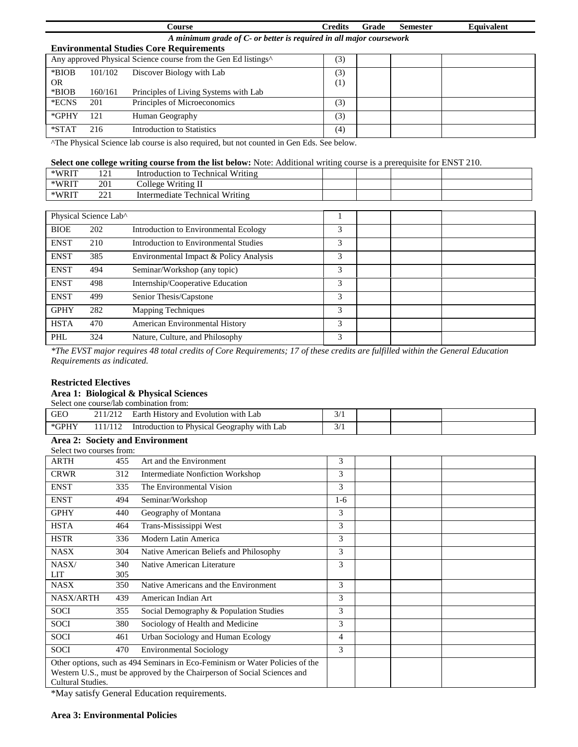| Course | | | Credits | Grade | Semester | Equivalent |
|---|---|---|---|---|---|---|

***A minimum grade of C- or better is required in all major coursework***

**Environmental Studies Core Requirements**

| Course | | | Credits | Grade | Semester | Equivalent |
|---|---|---|---|---|---|---|
| Any approved Physical Science course from the Gen Ed listings^ | | | (3) | | | |
| *BIOB<br>OR<br>*BIOB | 101/102<br><br>160/161 | Discover Biology with Lab<br><br>Principles of Living Systems with Lab | (3)<br>(1) | | | |
| *ECNS | 201 | Principles of Microeconomics | (3) | | | |
| *GPHY | 121 | Human Geography | (3) | | | |
| *STAT | 216 | Introduction to Statistics | (4) | | | |

^The Physical Science lab course is also required, but not counted in Gen Eds. See below.

**Select one college writing course from the list below:** Note: Additional writing course is a prerequisite for ENST 210.

| Course | | | Credits | Grade | Semester | Equivalent |
|---|---|---|---|---|---|---|
| *WRIT | 121 | Introduction to Technical Writing | | | | |
| *WRIT | 201 | College Writing II | | | | |
| *WRIT | 221 | Intermediate Technical Writing | | | | |

| Course | | | Credits | Grade | Semester | Equivalent |
|---|---|---|---|---|---|---|
| Physical Science Lab^ | | | 1 | | | |
| BIOE | 202 | Introduction to Environmental Ecology | 3 | | | |
| ENST | 210 | Introduction to Environmental Studies | 3 | | | |
| ENST | 385 | Environmental Impact & Policy Analysis | 3 | | | |
| ENST | 494 | Seminar/Workshop (any topic) | 3 | | | |
| ENST | 498 | Internship/Cooperative Education | 3 | | | |
| ENST | 499 | Senior Thesis/Capstone | 3 | | | |
| GPHY | 282 | Mapping Techniques | 3 | | | |
| HSTA | 470 | American Environmental History | 3 | | | |
| PHL | 324 | Nature, Culture, and Philosophy | 3 | | | |

*\*The EVST major requires 48 total credits of Core Requirements; 17 of these credits are fulfilled within the General Education Requirements as indicated.*

**Restricted Electives**

**Area 1: Biological & Physical Sciences**

Select one course/lab combination from:

| Course | | | Credits | Grade | Semester | Equivalent |
|---|---|---|---|---|---|---|
| GEO | 211/212 | Earth History and Evolution with Lab | 3/1 | | | |
| *GPHY | 111/112 | Introduction to Physical Geography with Lab | 3/1 | | | |

**Area 2: Society and Environment**

Select two courses from:

| Course | | | Credits | Grade | Semester | Equivalent |
|---|---|---|---|---|---|---|
| ARTH | 455 | Art and the Environment | 3 | | | |
| CRWR | 312 | Intermediate Nonfiction Workshop | 3 | | | |
| ENST | 335 | The Environmental Vision | 3 | | | |
| ENST | 494 | Seminar/Workshop | 1-6 | | | |
| GPHY | 440 | Geography of Montana | 3 | | | |
| HSTA | 464 | Trans-Mississippi West | 3 | | | |
| HSTR | 336 | Modern Latin America | 3 | | | |
| NASX | 304 | Native American Beliefs and Philosophy | 3 | | | |
| NASX/<br>LIT | 340<br>305 | Native American Literature | 3 | | | |
| NASX | 350 | Native Americans and the Environment | 3 | | | |
| NASX/ARTH | 439 | American Indian Art | 3 | | | |
| SOCI | 355 | Social Demography & Population Studies | 3 | | | |
| SOCI | 380 | Sociology of Health and Medicine | 3 | | | |
| SOCI | 461 | Urban Sociology and Human Ecology | 4 | | | |
| SOCI | 470 | Environmental Sociology | 3 | | | |
| Other options, such as 494 Seminars in Eco-Feminism or Water Policies of the Western U.S., must be approved by the Chairperson of Social Sciences and Cultural Studies. | | | | | | |

*May satisfy General Education requirements.

**Area 3: Environmental Policies**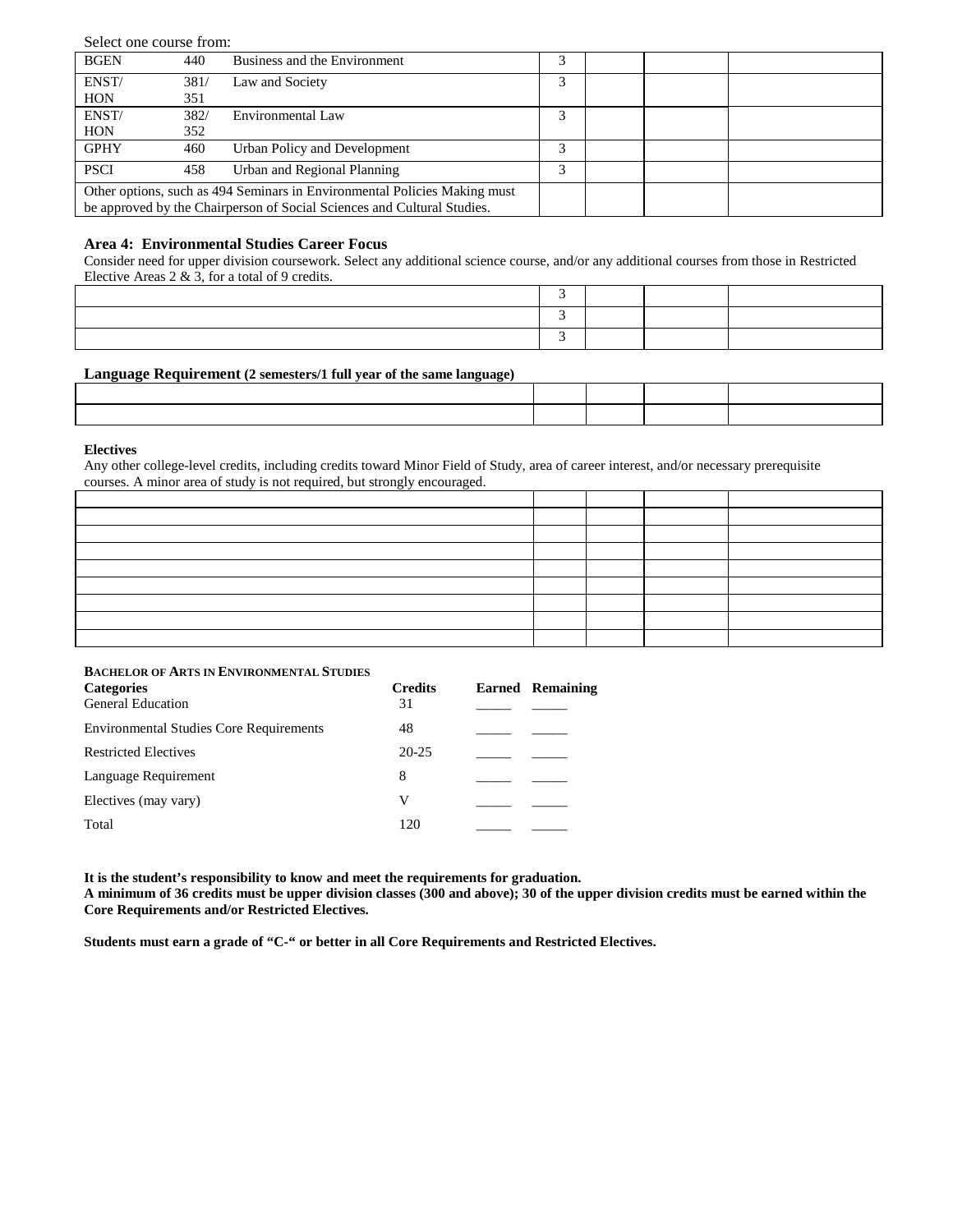Select one course from:

| | | | | | | |
|---|---|---|---|---|---|---|
| BGEN | 440 | Business and the Environment | 3 | | | |
| ENST/ HON | 381/ 351 | Law and Society | 3 | | | |
| ENST/ HON | 382/ 352 | Environmental Law | 3 | | | |
| GPHY | 460 | Urban Policy and Development | 3 | | | |
| PSCI | 458 | Urban and Regional Planning | 3 | | | |
| Other options, such as 494 Seminars in Environmental Policies Making must be approved by the Chairperson of Social Sciences and Cultural Studies. | | | | | | |

**Area 4: Environmental Studies Career Focus**

Consider need for upper division coursework. Select any additional science course, and/or any additional courses from those in Restricted Elective Areas 2 & 3, for a total of 9 credits.

| | | | | |
|---|---|---|---|---|
| | 3 | | | |
| | 3 | | | |
| | 3 | | | |

**Language Requirement (2 semesters/1 full year of the same language)**

| | | | | |
|---|---|---|---|---|
| | | | | |
| | | | | |

**Electives**

Any other college-level credits, including credits toward Minor Field of Study, area of career interest, and/or necessary prerequisite courses. A minor area of study is not required, but strongly encouraged.

| | | | | |
|---|---|---|---|---|
| | | | | |
| | | | | |
| | | | | |
| | | | | |
| | | | | |
| | | | | |
| | | | | |
| | | | | |
| | | | | |

**BACHELOR OF ARTS IN ENVIRONMENTAL STUDIES**

| **Categories** | **Credits** | **Earned** | **Remaining** |
|---|---|---|---|
| General Education | 31 | _____ | _____ |
| Environmental Studies Core Requirements | 48 | _____ | _____ |
| Restricted Electives | 20-25 | _____ | _____ |
| Language Requirement | 8 | _____ | _____ |
| Electives (may vary) | V | _____ | _____ |
| Total | 120 | _____ | _____ |

**It is the student's responsibility to know and meet the requirements for graduation.**
**A minimum of 36 credits must be upper division classes (300 and above); 30 of the upper division credits must be earned within the Core Requirements and/or Restricted Electives.**

**Students must earn a grade of "C-" or better in all Core Requirements and Restricted Electives.**